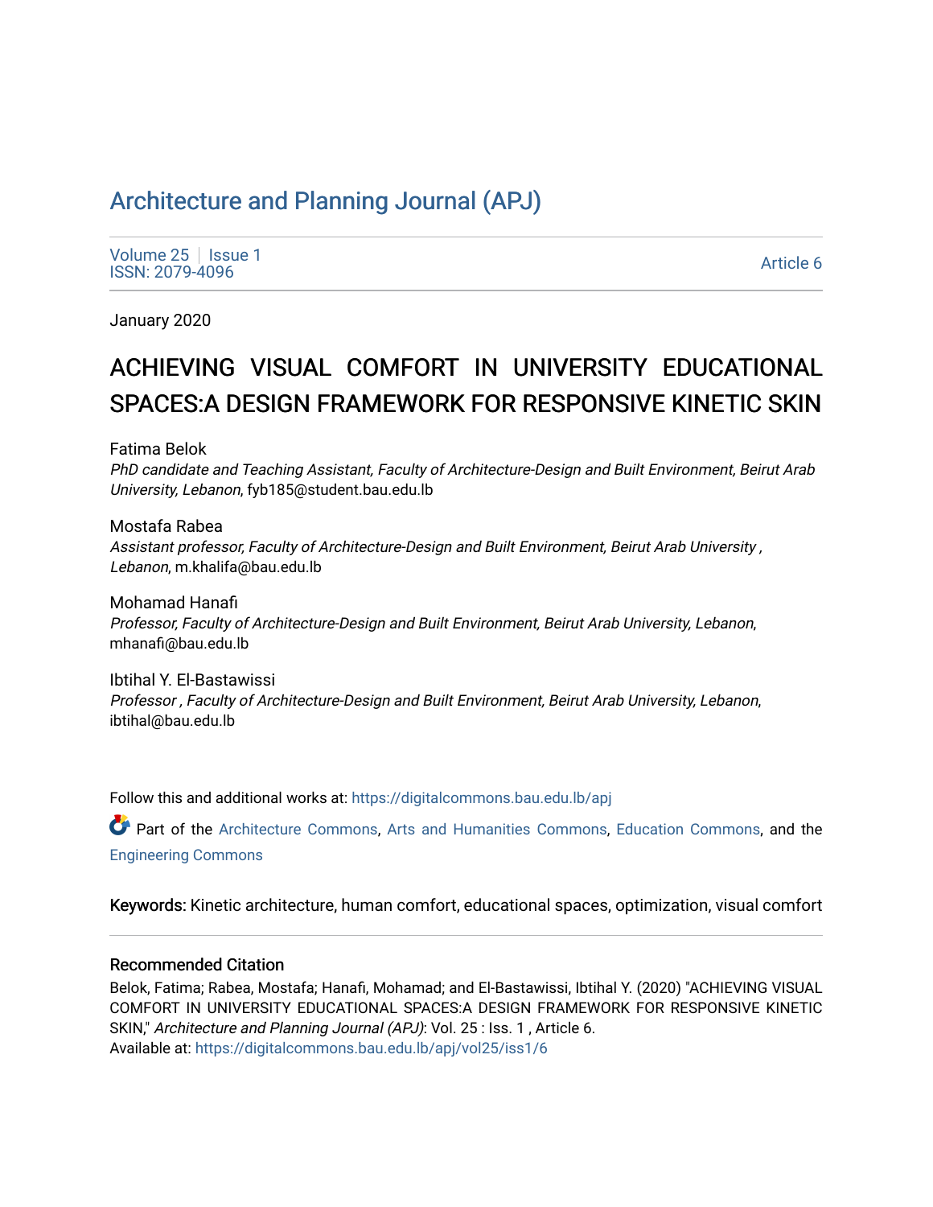# Architecture and Planning Journal (APJ)

Volume 25 | Issue 1
ISSN: 2079-4096

Article 6

January 2020

## ACHIEVING VISUAL COMFORT IN UNIVERSITY EDUCATIONAL SPACES:A DESIGN FRAMEWORK FOR RESPONSIVE KINETIC SKIN

Fatima Belok
*PhD candidate and Teaching Assistant, Faculty of Architecture-Design and Built Environment, Beirut Arab University, Lebanon*, fyb185@student.bau.edu.lb

Mostafa Rabea
*Assistant professor, Faculty of Architecture-Design and Built Environment, Beirut Arab University , Lebanon*, m.khalifa@bau.edu.lb

Mohamad Hanafi
*Professor, Faculty of Architecture-Design and Built Environment, Beirut Arab University, Lebanon*, mhanafi@bau.edu.lb

Ibtihal Y. El-Bastawissi
*Professor , Faculty of Architecture-Design and Built Environment, Beirut Arab University, Lebanon*, ibtihal@bau.edu.lb

Follow this and additional works at: https://digitalcommons.bau.edu.lb/apj

Part of the Architecture Commons, Arts and Humanities Commons, Education Commons, and the Engineering Commons

**Keywords:** Kinetic architecture, human comfort, educational spaces, optimization, visual comfort

### Recommended Citation

Belok, Fatima; Rabea, Mostafa; Hanafi, Mohamad; and El-Bastawissi, Ibtihal Y. (2020) "ACHIEVING VISUAL COMFORT IN UNIVERSITY EDUCATIONAL SPACES:A DESIGN FRAMEWORK FOR RESPONSIVE KINETIC SKIN," *Architecture and Planning Journal (APJ)*: Vol. 25 : Iss. 1 , Article 6.
Available at: https://digitalcommons.bau.edu.lb/apj/vol25/iss1/6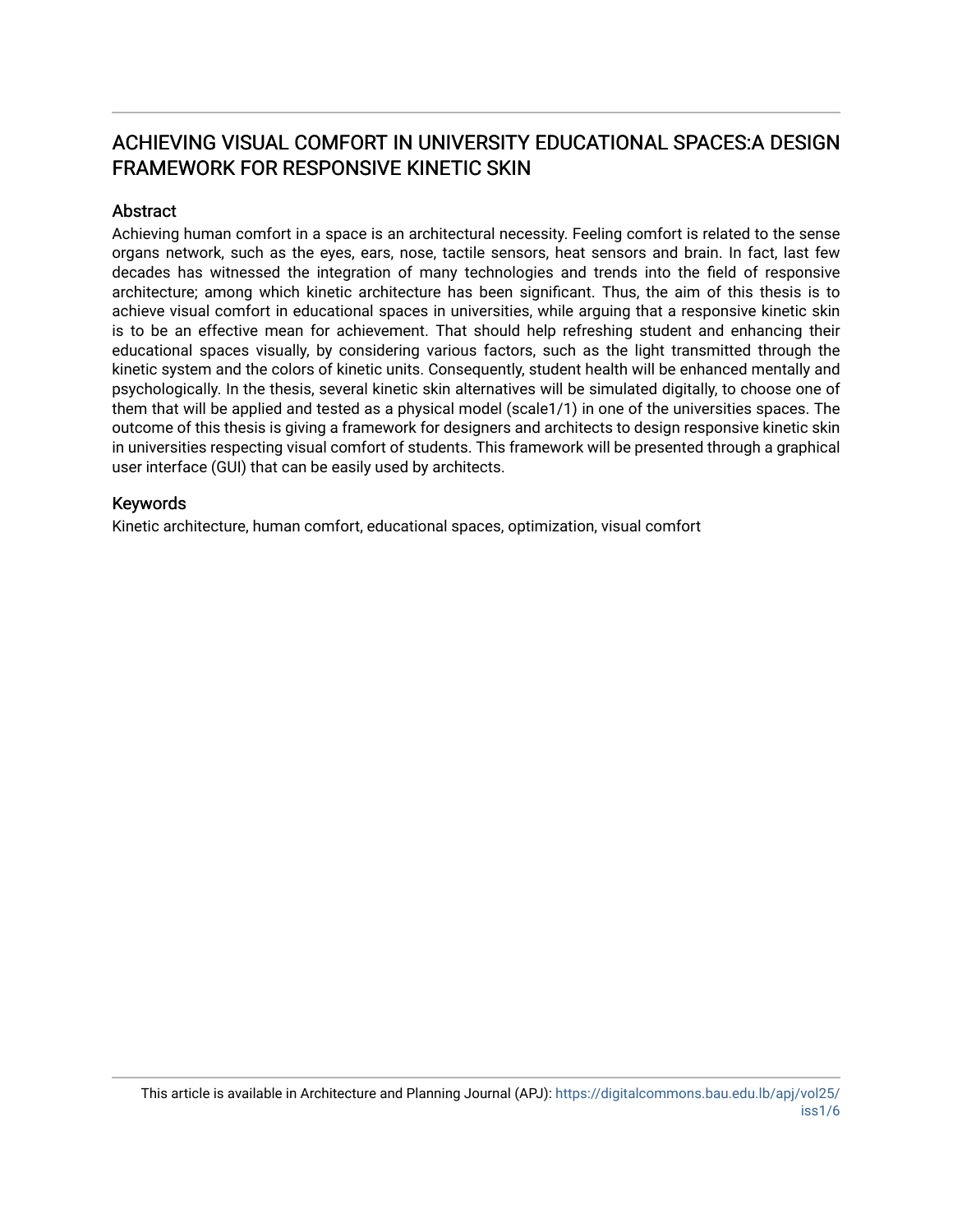# ACHIEVING VISUAL COMFORT IN UNIVERSITY EDUCATIONAL SPACES:A DESIGN FRAMEWORK FOR RESPONSIVE KINETIC SKIN

## Abstract

Achieving human comfort in a space is an architectural necessity. Feeling comfort is related to the sense organs network, such as the eyes, ears, nose, tactile sensors, heat sensors and brain. In fact, last few decades has witnessed the integration of many technologies and trends into the field of responsive architecture; among which kinetic architecture has been significant. Thus, the aim of this thesis is to achieve visual comfort in educational spaces in universities, while arguing that a responsive kinetic skin is to be an effective mean for achievement. That should help refreshing student and enhancing their educational spaces visually, by considering various factors, such as the light transmitted through the kinetic system and the colors of kinetic units. Consequently, student health will be enhanced mentally and psychologically. In the thesis, several kinetic skin alternatives will be simulated digitally, to choose one of them that will be applied and tested as a physical model (scale1/1) in one of the universities spaces. The outcome of this thesis is giving a framework for designers and architects to design responsive kinetic skin in universities respecting visual comfort of students. This framework will be presented through a graphical user interface (GUI) that can be easily used by architects.

## Keywords

Kinetic architecture, human comfort, educational spaces, optimization, visual comfort

This article is available in Architecture and Planning Journal (APJ): https://digitalcommons.bau.edu.lb/apj/vol25/iss1/6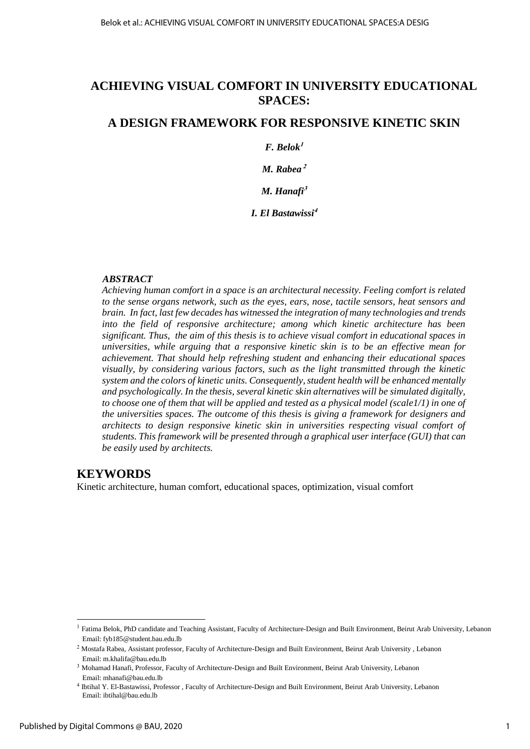# ACHIEVING VISUAL COMFORT IN UNIVERSITY EDUCATIONAL SPACES:

## A DESIGN FRAMEWORK FOR RESPONSIVE KINETIC SKIN

***F. Belok[1]***

***M. Rabea[2]***

***M. Hanafi[3]***

***I. El Bastawissi[4]***

***ABSTRACT***

*Achieving human comfort in a space is an architectural necessity. Feeling comfort is related to the sense organs network, such as the eyes, ears, nose, tactile sensors, heat sensors and brain. In fact, last few decades has witnessed the integration of many technologies and trends into the field of responsive architecture; among which kinetic architecture has been significant. Thus, the aim of this thesis is to achieve visual comfort in educational spaces in universities, while arguing that a responsive kinetic skin is to be an effective mean for achievement. That should help refreshing student and enhancing their educational spaces visually, by considering various factors, such as the light transmitted through the kinetic system and the colors of kinetic units. Consequently, student health will be enhanced mentally and psychologically. In the thesis, several kinetic skin alternatives will be simulated digitally, to choose one of them that will be applied and tested as a physical model (scale1/1) in one of the universities spaces. The outcome of this thesis is giving a framework for designers and architects to design responsive kinetic skin in universities respecting visual comfort of students. This framework will be presented through a graphical user interface (GUI) that can be easily used by architects.*

## KEYWORDS

Kinetic architecture, human comfort, educational spaces, optimization, visual comfort

---

[1] Fatima Belok, PhD candidate and Teaching Assistant, Faculty of Architecture-Design and Built Environment, Beirut Arab University, Lebanon
Email: fyb185@student.bau.edu.lb

[2] Mostafa Rabea, Assistant professor, Faculty of Architecture-Design and Built Environment, Beirut Arab University , Lebanon
Email: m.khalifa@bau.edu.lb

[3] Mohamad Hanafi, Professor, Faculty of Architecture-Design and Built Environment, Beirut Arab University, Lebanon
Email: mhanafi@bau.edu.lb

[4] Ibtihal Y. El-Bastawissi, Professor , Faculty of Architecture-Design and Built Environment, Beirut Arab University, Lebanon
Email: ibtihal@bau.edu.lb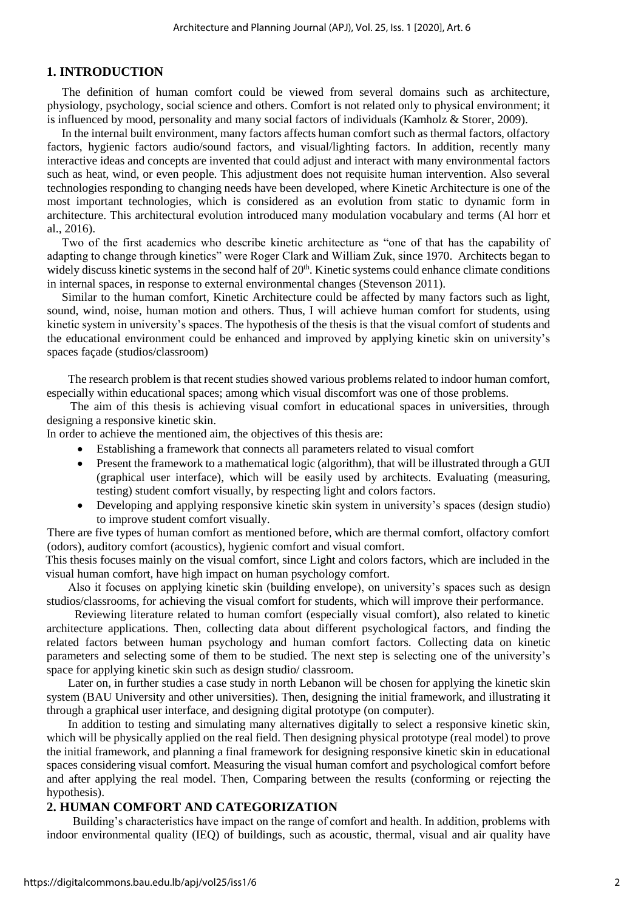## 1. INTRODUCTION

The definition of human comfort could be viewed from several domains such as architecture, physiology, psychology, social science and others. Comfort is not related only to physical environment; it is influenced by mood, personality and many social factors of individuals (Kamholz & Storer, 2009).

In the internal built environment, many factors affects human comfort such as thermal factors, olfactory factors, hygienic factors audio/sound factors, and visual/lighting factors. In addition, recently many interactive ideas and concepts are invented that could adjust and interact with many environmental factors such as heat, wind, or even people. This adjustment does not requisite human intervention. Also several technologies responding to changing needs have been developed, where Kinetic Architecture is one of the most important technologies, which is considered as an evolution from static to dynamic form in architecture. This architectural evolution introduced many modulation vocabulary and terms (Al horr et al., 2016).

Two of the first academics who describe kinetic architecture as "one of that has the capability of adapting to change through kinetics" were Roger Clark and William Zuk, since 1970. Architects began to widely discuss kinetic systems in the second half of 20th. Kinetic systems could enhance climate conditions in internal spaces, in response to external environmental changes (Stevenson 2011).

Similar to the human comfort, Kinetic Architecture could be affected by many factors such as light, sound, wind, noise, human motion and others. Thus, I will achieve human comfort for students, using kinetic system in university's spaces. The hypothesis of the thesis is that the visual comfort of students and the educational environment could be enhanced and improved by applying kinetic skin on university's spaces façade (studios/classroom)

The research problem is that recent studies showed various problems related to indoor human comfort, especially within educational spaces; among which visual discomfort was one of those problems.

The aim of this thesis is achieving visual comfort in educational spaces in universities, through designing a responsive kinetic skin.

In order to achieve the mentioned aim, the objectives of this thesis are:

- Establishing a framework that connects all parameters related to visual comfort
- Present the framework to a mathematical logic (algorithm), that will be illustrated through a GUI (graphical user interface), which will be easily used by architects. Evaluating (measuring, testing) student comfort visually, by respecting light and colors factors.
- Developing and applying responsive kinetic skin system in university's spaces (design studio) to improve student comfort visually.

There are five types of human comfort as mentioned before, which are thermal comfort, olfactory comfort (odors), auditory comfort (acoustics), hygienic comfort and visual comfort.

This thesis focuses mainly on the visual comfort, since Light and colors factors, which are included in the visual human comfort, have high impact on human psychology comfort.

Also it focuses on applying kinetic skin (building envelope), on university's spaces such as design studios/classrooms, for achieving the visual comfort for students, which will improve their performance.

Reviewing literature related to human comfort (especially visual comfort), also related to kinetic architecture applications. Then, collecting data about different psychological factors, and finding the related factors between human psychology and human comfort factors. Collecting data on kinetic parameters and selecting some of them to be studied. The next step is selecting one of the university's space for applying kinetic skin such as design studio/ classroom.

Later on, in further studies a case study in north Lebanon will be chosen for applying the kinetic skin system (BAU University and other universities). Then, designing the initial framework, and illustrating it through a graphical user interface, and designing digital prototype (on computer).

In addition to testing and simulating many alternatives digitally to select a responsive kinetic skin, which will be physically applied on the real field. Then designing physical prototype (real model) to prove the initial framework, and planning a final framework for designing responsive kinetic skin in educational spaces considering visual comfort. Measuring the visual human comfort and psychological comfort before and after applying the real model. Then, Comparing between the results (conforming or rejecting the hypothesis).

## 2. HUMAN COMFORT AND CATEGORIZATION

Building's characteristics have impact on the range of comfort and health. In addition, problems with indoor environmental quality (IEQ) of buildings, such as acoustic, thermal, visual and air quality have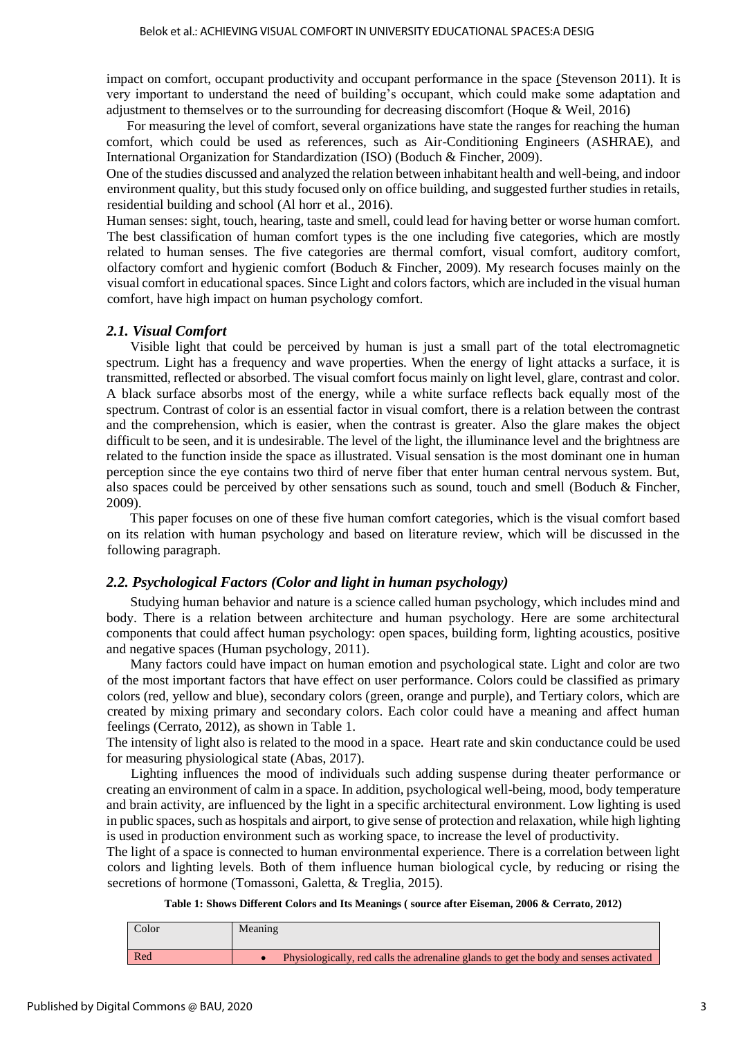impact on comfort, occupant productivity and occupant performance in the space (Stevenson 2011). It is very important to understand the need of building's occupant, which could make some adaptation and adjustment to themselves or to the surrounding for decreasing discomfort (Hoque & Weil, 2016)

For measuring the level of comfort, several organizations have state the ranges for reaching the human comfort, which could be used as references, such as Air-Conditioning Engineers (ASHRAE), and International Organization for Standardization (ISO) (Boduch & Fincher, 2009).

One of the studies discussed and analyzed the relation between inhabitant health and well-being, and indoor environment quality, but this study focused only on office building, and suggested further studies in retails, residential building and school (Al horr et al., 2016).

Human senses: sight, touch, hearing, taste and smell, could lead for having better or worse human comfort. The best classification of human comfort types is the one including five categories, which are mostly related to human senses. The five categories are thermal comfort, visual comfort, auditory comfort, olfactory comfort and hygienic comfort (Boduch & Fincher, 2009). My research focuses mainly on the visual comfort in educational spaces. Since Light and colors factors, which are included in the visual human comfort, have high impact on human psychology comfort.

### *2.1. Visual Comfort*

Visible light that could be perceived by human is just a small part of the total electromagnetic spectrum. Light has a frequency and wave properties. When the energy of light attacks a surface, it is transmitted, reflected or absorbed. The visual comfort focus mainly on light level, glare, contrast and color. A black surface absorbs most of the energy, while a white surface reflects back equally most of the spectrum. Contrast of color is an essential factor in visual comfort, there is a relation between the contrast and the comprehension, which is easier, when the contrast is greater. Also the glare makes the object difficult to be seen, and it is undesirable. The level of the light, the illuminance level and the brightness are related to the function inside the space as illustrated. Visual sensation is the most dominant one in human perception since the eye contains two third of nerve fiber that enter human central nervous system. But, also spaces could be perceived by other sensations such as sound, touch and smell (Boduch & Fincher, 2009).

This paper focuses on one of these five human comfort categories, which is the visual comfort based on its relation with human psychology and based on literature review, which will be discussed in the following paragraph.

### *2.2. Psychological Factors (Color and light in human psychology)*

Studying human behavior and nature is a science called human psychology, which includes mind and body. There is a relation between architecture and human psychology. Here are some architectural components that could affect human psychology: open spaces, building form, lighting acoustics, positive and negative spaces (Human psychology, 2011).

Many factors could have impact on human emotion and psychological state. Light and color are two of the most important factors that have effect on user performance. Colors could be classified as primary colors (red, yellow and blue), secondary colors (green, orange and purple), and Tertiary colors, which are created by mixing primary and secondary colors. Each color could have a meaning and affect human feelings (Cerrato, 2012), as shown in Table 1.

The intensity of light also is related to the mood in a space. Heart rate and skin conductance could be used for measuring physiological state (Abas, 2017).

Lighting influences the mood of individuals such adding suspense during theater performance or creating an environment of calm in a space. In addition, psychological well-being, mood, body temperature and brain activity, are influenced by the light in a specific architectural environment. Low lighting is used in public spaces, such as hospitals and airport, to give sense of protection and relaxation, while high lighting is used in production environment such as working space, to increase the level of productivity.

The light of a space is connected to human environmental experience. There is a correlation between light colors and lighting levels. Both of them influence human biological cycle, by reducing or rising the secretions of hormone (Tomassoni, Galetta, & Treglia, 2015).

**Table 1: Shows Different Colors and Its Meanings ( source after Eiseman, 2006 & Cerrato, 2012)**

| Color | Meaning |
|---|---|
| Red | • Physiologically, red calls the adrenaline glands to get the body and senses activated |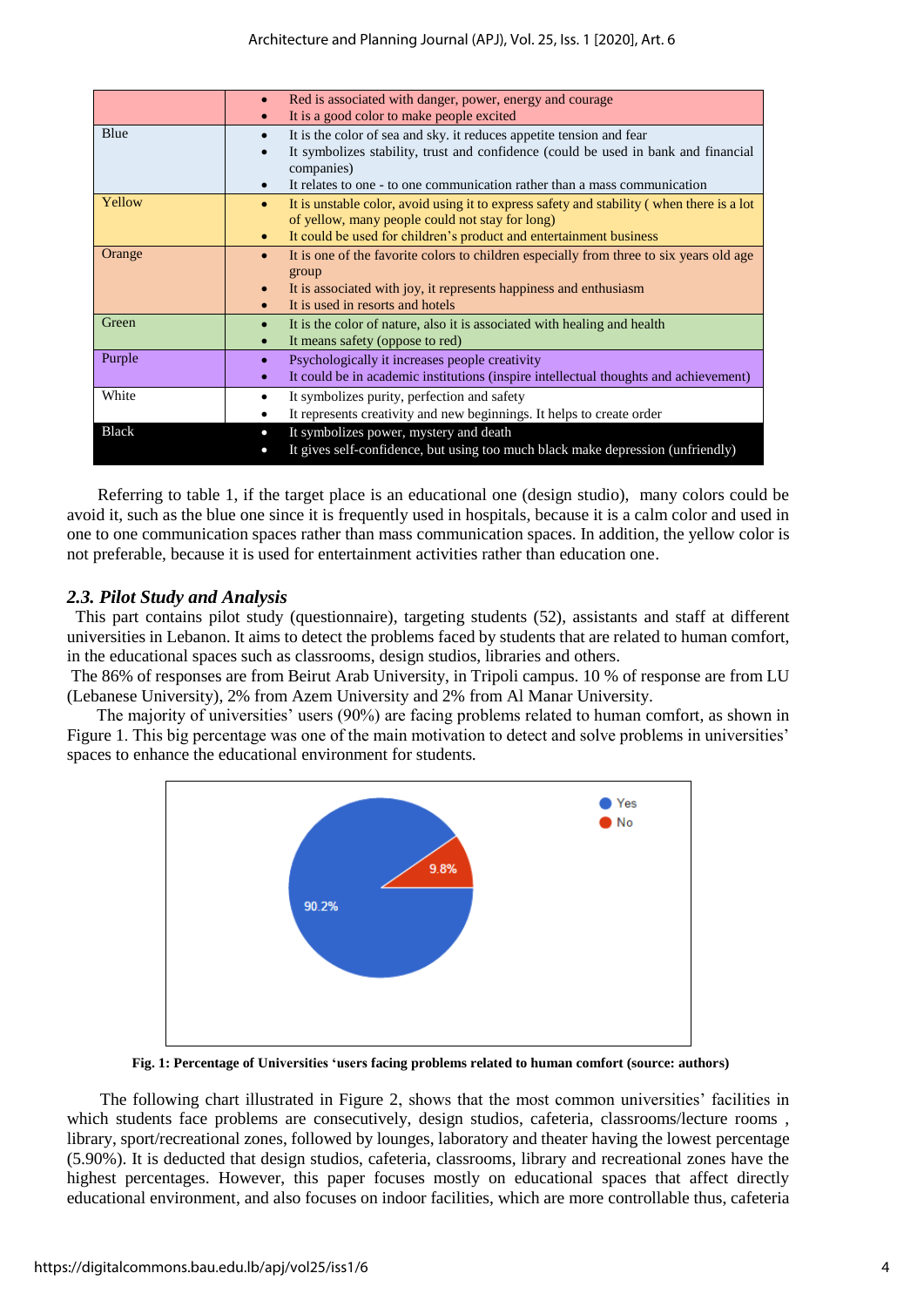| | |
|---|---|
| | • Red is associated with danger, power, energy and courage<br>• It is a good color to make people excited |
| Blue | • It is the color of sea and sky. it reduces appetite tension and fear<br>• It symbolizes stability, trust and confidence (could be used in bank and financial companies)<br>• It relates to one - to one communication rather than a mass communication |
| Yellow | • It is unstable color, avoid using it to express safety and stability ( when there is a lot of yellow, many people could not stay for long)<br>• It could be used for children's product and entertainment business |
| Orange | • It is one of the favorite colors to children especially from three to six years old age group<br>• It is associated with joy, it represents happiness and enthusiasm<br>• It is used in resorts and hotels |
| Green | • It is the color of nature, also it is associated with healing and health<br>• It means safety (oppose to red) |
| Purple | • Psychologically it increases people creativity<br>• It could be in academic institutions (inspire intellectual thoughts and achievement) |
| White | • It symbolizes purity, perfection and safety<br>• It represents creativity and new beginnings. It helps to create order |
| Black | • It symbolizes power, mystery and death<br>• It gives self-confidence, but using too much black make depression (unfriendly) |

Referring to table 1, if the target place is an educational one (design studio), many colors could be avoid it, such as the blue one since it is frequently used in hospitals, because it is a calm color and used in one to one communication spaces rather than mass communication spaces. In addition, the yellow color is not preferable, because it is used for entertainment activities rather than education one.

### *2.3. Pilot Study and Analysis*

This part contains pilot study (questionnaire), targeting students (52), assistants and staff at different universities in Lebanon. It aims to detect the problems faced by students that are related to human comfort, in the educational spaces such as classrooms, design studios, libraries and others.

The 86% of responses are from Beirut Arab University, in Tripoli campus. 10 % of response are from LU (Lebanese University), 2% from Azem University and 2% from Al Manar University.

The majority of universities' users (90%) are facing problems related to human comfort, as shown in Figure 1. This big percentage was one of the main motivation to detect and solve problems in universities' spaces to enhance the educational environment for students.

Yes: 90.2%
No: 9.8%

**Fig. 1: Percentage of Universities 'users facing problems related to human comfort (source: authors)**

The following chart illustrated in Figure 2, shows that the most common universities' facilities in which students face problems are consecutively, design studios, cafeteria, classrooms/lecture rooms , library, sport/recreational zones, followed by lounges, laboratory and theater having the lowest percentage (5.90%). It is deducted that design studios, cafeteria, classrooms, library and recreational zones have the highest percentages. However, this paper focuses mostly on educational spaces that affect directly educational environment, and also focuses on indoor facilities, which are more controllable thus, cafeteria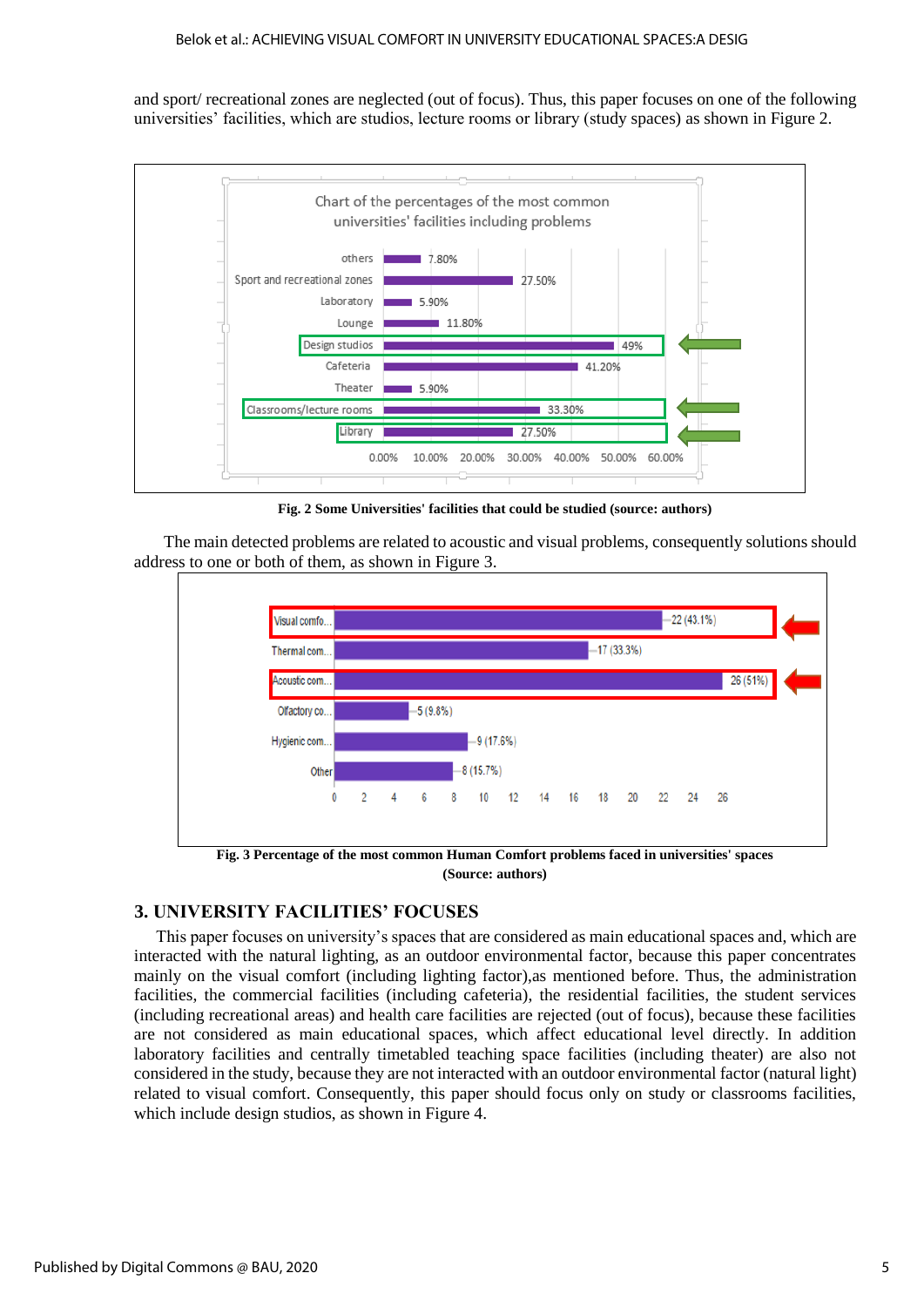and sport/ recreational zones are neglected (out of focus). Thus, this paper focuses on one of the following universities' facilities, which are studios, lecture rooms or library (study spaces) as shown in Figure 2.

Fig. 2 Some Universities' facilities that could be studied (source: authors)

The main detected problems are related to acoustic and visual problems, consequently solutions should address to one or both of them, as shown in Figure 3.

Fig. 3 Percentage of the most common Human Comfort problems faced in universities' spaces (Source: authors)

## 3. UNIVERSITY FACILITIES' FOCUSES

This paper focuses on university's spaces that are considered as main educational spaces and, which are interacted with the natural lighting, as an outdoor environmental factor, because this paper concentrates mainly on the visual comfort (including lighting factor),as mentioned before. Thus, the administration facilities, the commercial facilities (including cafeteria), the residential facilities, the student services (including recreational areas) and health care facilities are rejected (out of focus), because these facilities are not considered as main educational spaces, which affect educational level directly. In addition laboratory facilities and centrally timetabled teaching space facilities (including theater) are also not considered in the study, because they are not interacted with an outdoor environmental factor (natural light) related to visual comfort. Consequently, this paper should focus only on study or classrooms facilities, which include design studios, as shown in Figure 4.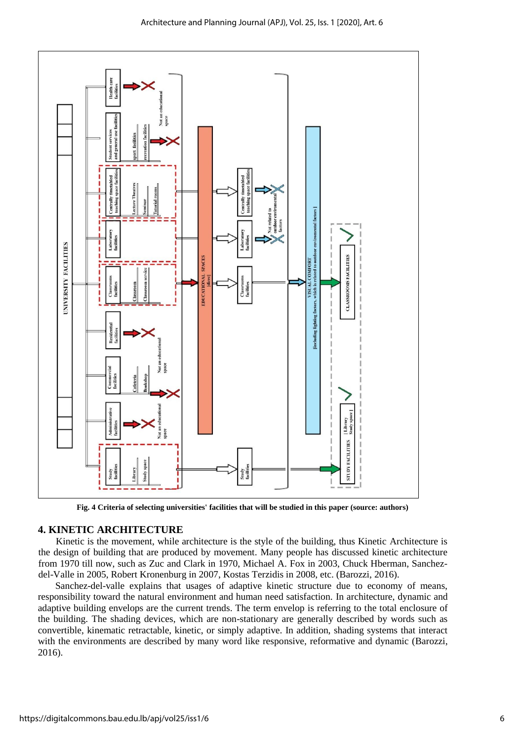**Fig. 4 Criteria of selecting universities' facilities that will be studied in this paper (source: authors)**

## 4. KINETIC ARCHITECTURE

Kinetic is the movement, while architecture is the style of the building, thus Kinetic Architecture is the design of building that are produced by movement. Many people has discussed kinetic architecture from 1970 till now, such as Zuc and Clark in 1970, Michael A. Fox in 2003, Chuck Hberman, Sanchez-del-Valle in 2005, Robert Kronenburg in 2007, Kostas Terzidis in 2008, etc. (Barozzi, 2016).

Sanchez-del-valle explains that usages of adaptive kinetic structure due to economy of means, responsibility toward the natural environment and human need satisfaction. In architecture, dynamic and adaptive building envelops are the current trends. The term envelop is referring to the total enclosure of the building. The shading devices, which are non-stationary are generally described by words such as convertible, kinematic retractable, kinetic, or simply adaptive. In addition, shading systems that interact with the environments are described by many word like responsive, reformative and dynamic (Barozzi, 2016).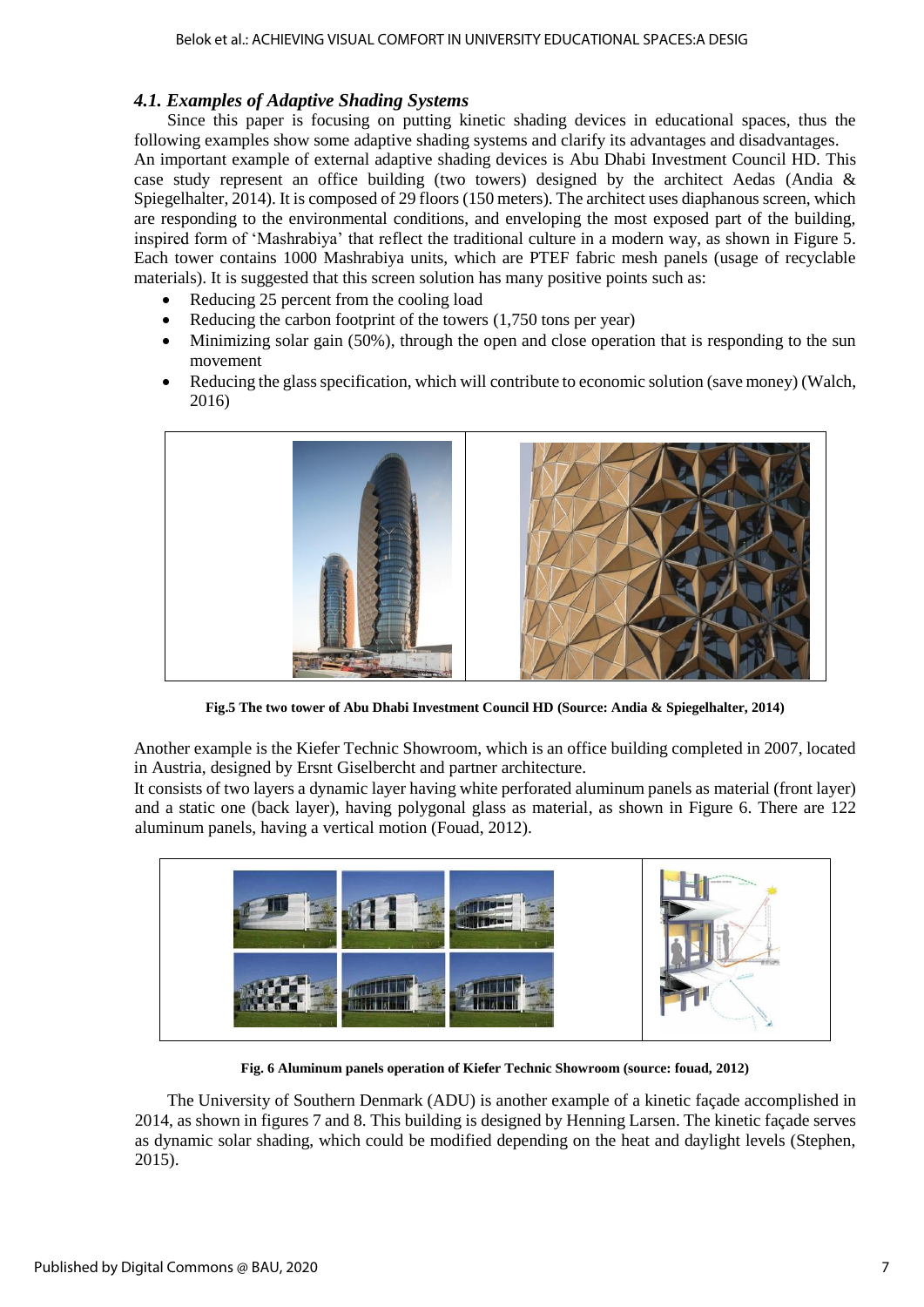### *4.1. Examples of Adaptive Shading Systems*

Since this paper is focusing on putting kinetic shading devices in educational spaces, thus the following examples show some adaptive shading systems and clarify its advantages and disadvantages.
An important example of external adaptive shading devices is Abu Dhabi Investment Council HD. This case study represent an office building (two towers) designed by the architect Aedas (Andia & Spiegelhalter, 2014). It is composed of 29 floors (150 meters). The architect uses diaphanous screen, which are responding to the environmental conditions, and enveloping the most exposed part of the building, inspired form of 'Mashrabiya' that reflect the traditional culture in a modern way, as shown in Figure 5. Each tower contains 1000 Mashrabiya units, which are PTEF fabric mesh panels (usage of recyclable materials). It is suggested that this screen solution has many positive points such as:

- Reducing 25 percent from the cooling load
- Reducing the carbon footprint of the towers (1,750 tons per year)
- Minimizing solar gain (50%), through the open and close operation that is responding to the sun movement
- Reducing the glass specification, which will contribute to economic solution (save money) (Walch, 2016)

**Fig.5 The two tower of Abu Dhabi Investment Council HD (Source: Andia & Spiegelhalter, 2014)**

Another example is the Kiefer Technic Showroom, which is an office building completed in 2007, located in Austria, designed by Ersnt Giselbercht and partner architecture.
It consists of two layers a dynamic layer having white perforated aluminum panels as material (front layer) and a static one (back layer), having polygonal glass as material, as shown in Figure 6. There are 122 aluminum panels, having a vertical motion (Fouad, 2012).

**Fig. 6 Aluminum panels operation of Kiefer Technic Showroom (source: fouad, 2012)**

The University of Southern Denmark (ADU) is another example of a kinetic façade accomplished in 2014, as shown in figures 7 and 8. This building is designed by Henning Larsen. The kinetic façade serves as dynamic solar shading, which could be modified depending on the heat and daylight levels (Stephen, 2015).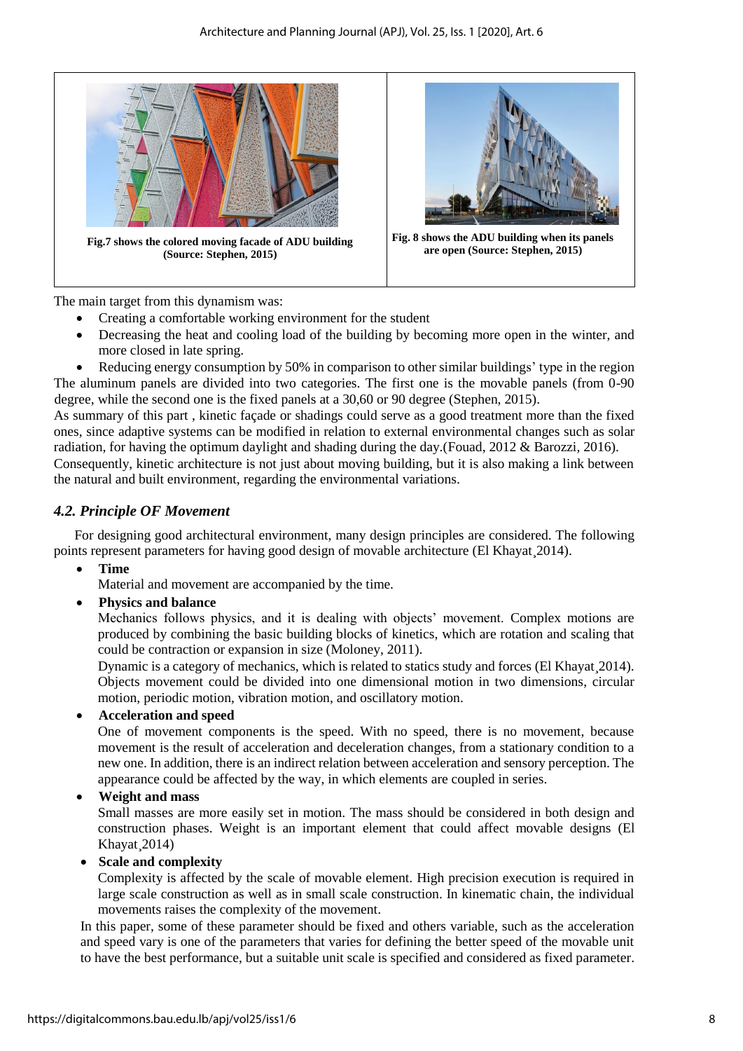Fig.7 shows the colored moving facade of ADU building (Source: Stephen, 2015)

Fig. 8 shows the ADU building when its panels are open (Source: Stephen, 2015)

The main target from this dynamism was:

- Creating a comfortable working environment for the student
- Decreasing the heat and cooling load of the building by becoming more open in the winter, and more closed in late spring.
- Reducing energy consumption by 50% in comparison to other similar buildings' type in the region

The aluminum panels are divided into two categories. The first one is the movable panels (from 0-90 degree, while the second one is the fixed panels at a 30,60 or 90 degree (Stephen, 2015).

As summary of this part , kinetic façade or shadings could serve as a good treatment more than the fixed ones, since adaptive systems can be modified in relation to external environmental changes such as solar radiation, for having the optimum daylight and shading during the day.(Fouad, 2012 & Barozzi, 2016).

Consequently, kinetic architecture is not just about moving building, but it is also making a link between the natural and built environment, regarding the environmental variations.

### *4.2. Principle OF Movement*

For designing good architectural environment, many design principles are considered. The following points represent parameters for having good design of movable architecture (El Khayat¸2014).

- **Time**
  
  Material and movement are accompanied by the time.
- **Physics and balance**
  
  Mechanics follows physics, and it is dealing with objects' movement. Complex motions are produced by combining the basic building blocks of kinetics, which are rotation and scaling that could be contraction or expansion in size (Moloney, 2011).
  
  Dynamic is a category of mechanics, which is related to statics study and forces (El Khayat¸2014). Objects movement could be divided into one dimensional motion in two dimensions, circular motion, periodic motion, vibration motion, and oscillatory motion.
- **Acceleration and speed**
  
  One of movement components is the speed. With no speed, there is no movement, because movement is the result of acceleration and deceleration changes, from a stationary condition to a new one. In addition, there is an indirect relation between acceleration and sensory perception. The appearance could be affected by the way, in which elements are coupled in series.
- **Weight and mass**
  
  Small masses are more easily set in motion. The mass should be considered in both design and construction phases. Weight is an important element that could affect movable designs (El Khayat¸2014)
- **Scale and complexity**
  
  Complexity is affected by the scale of movable element. High precision execution is required in large scale construction as well as in small scale construction. In kinematic chain, the individual movements raises the complexity of the movement.

In this paper, some of these parameter should be fixed and others variable, such as the acceleration and speed vary is one of the parameters that varies for defining the better speed of the movable unit to have the best performance, but a suitable unit scale is specified and considered as fixed parameter.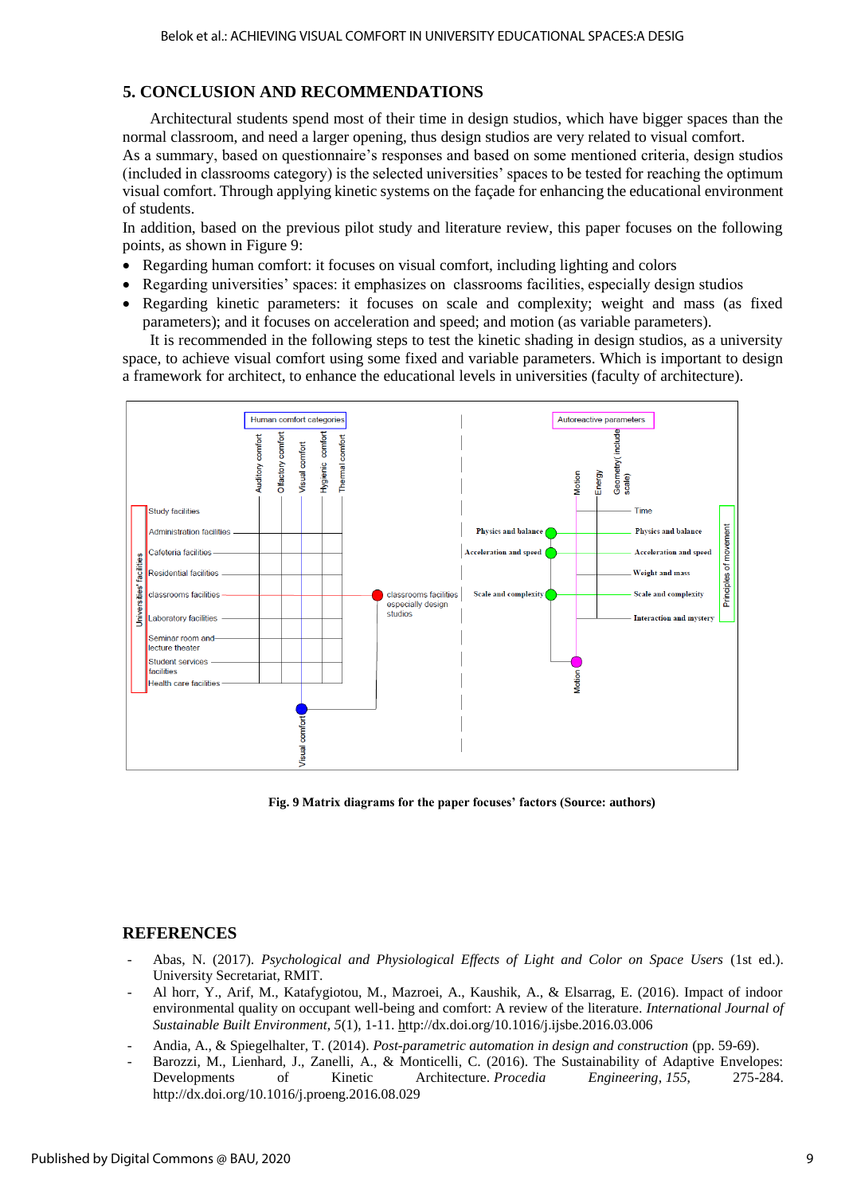## 5. CONCLUSION AND RECOMMENDATIONS

Architectural students spend most of their time in design studios, which have bigger spaces than the normal classroom, and need a larger opening, thus design studios are very related to visual comfort.
As a summary, based on questionnaire's responses and based on some mentioned criteria, design studios (included in classrooms category) is the selected universities' spaces to be tested for reaching the optimum visual comfort. Through applying kinetic systems on the façade for enhancing the educational environment of students.
In addition, based on the previous pilot study and literature review, this paper focuses on the following points, as shown in Figure 9:

- Regarding human comfort: it focuses on visual comfort, including lighting and colors
- Regarding universities' spaces: it emphasizes on classrooms facilities, especially design studios
- Regarding kinetic parameters: it focuses on scale and complexity; weight and mass (as fixed parameters); and it focuses on acceleration and speed; and motion (as variable parameters).

It is recommended in the following steps to test the kinetic shading in design studios, as a university space, to achieve visual comfort using some fixed and variable parameters. Which is important to design a framework for architect, to enhance the educational levels in universities (faculty of architecture).

**Fig. 9 Matrix diagrams for the paper focuses' factors (Source: authors)**

## REFERENCES

- Abas, N. (2017). *Psychological and Physiological Effects of Light and Color on Space Users* (1st ed.). University Secretariat, RMIT.
- Al horr, Y., Arif, M., Katafygiotou, M., Mazroei, A., Kaushik, A., & Elsarrag, E. (2016). Impact of indoor environmental quality on occupant well-being and comfort: A review of the literature. *International Journal of Sustainable Built Environment*, *5*(1), 1-11. http://dx.doi.org/10.1016/j.ijsbe.2016.03.006
- Andia, A., & Spiegelhalter, T. (2014). *Post-parametric automation in design and construction* (pp. 59-69).
- Barozzi, M., Lienhard, J., Zanelli, A., & Monticelli, C. (2016). The Sustainability of Adaptive Envelopes: Developments of Kinetic Architecture. *Procedia Engineering*, *155*, 275-284. http://dx.doi.org/10.1016/j.proeng.2016.08.029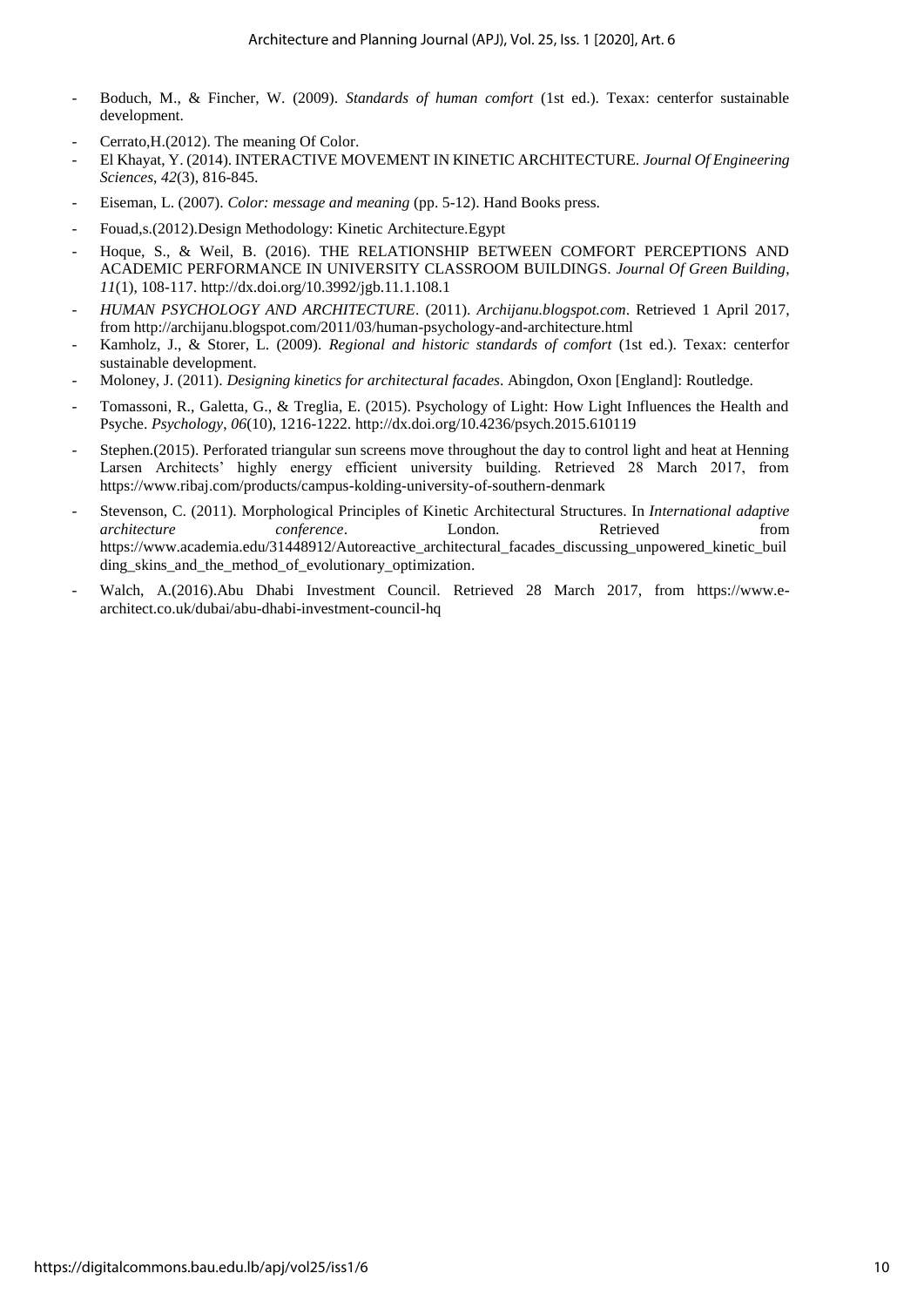- Boduch, M., & Fincher, W. (2009). *Standards of human comfort* (1st ed.). Texax: centerfor sustainable development.
- Cerrato,H.(2012). The meaning Of Color.
- El Khayat, Y. (2014). INTERACTIVE MOVEMENT IN KINETIC ARCHITECTURE. *Journal Of Engineering Sciences*, *42*(3), 816-845.
- Eiseman, L. (2007). *Color: message and meaning* (pp. 5-12). Hand Books press.
- Fouad,s.(2012).Design Methodology: Kinetic Architecture.Egypt
- Hoque, S., & Weil, B. (2016). THE RELATIONSHIP BETWEEN COMFORT PERCEPTIONS AND ACADEMIC PERFORMANCE IN UNIVERSITY CLASSROOM BUILDINGS. *Journal Of Green Building*, *11*(1), 108-117. http://dx.doi.org/10.3992/jgb.11.1.108.1
- *HUMAN PSYCHOLOGY AND ARCHITECTURE*. (2011). *Archijanu.blogspot.com*. Retrieved 1 April 2017, from http://archijanu.blogspot.com/2011/03/human-psychology-and-architecture.html
- Kamholz, J., & Storer, L. (2009). *Regional and historic standards of comfort* (1st ed.). Texax: centerfor sustainable development.
- Moloney, J. (2011). *Designing kinetics for architectural facades*. Abingdon, Oxon [England]: Routledge.
- Tomassoni, R., Galetta, G., & Treglia, E. (2015). Psychology of Light: How Light Influences the Health and Psyche. *Psychology*, *06*(10), 1216-1222. http://dx.doi.org/10.4236/psych.2015.610119
- Stephen.(2015). Perforated triangular sun screens move throughout the day to control light and heat at Henning Larsen Architects' highly energy efficient university building. Retrieved 28 March 2017, from https://www.ribaj.com/products/campus-kolding-university-of-southern-denmark
- Stevenson, C. (2011). Morphological Principles of Kinetic Architectural Structures. In *International adaptive architecture conference*. London. Retrieved from https://www.academia.edu/31448912/Autoreactive_architectural_facades_discussing_unpowered_kinetic_building_skins_and_the_method_of_evolutionary_optimization.
- Walch, A.(2016).Abu Dhabi Investment Council. Retrieved 28 March 2017, from https://www.e-architect.co.uk/dubai/abu-dhabi-investment-council-hq